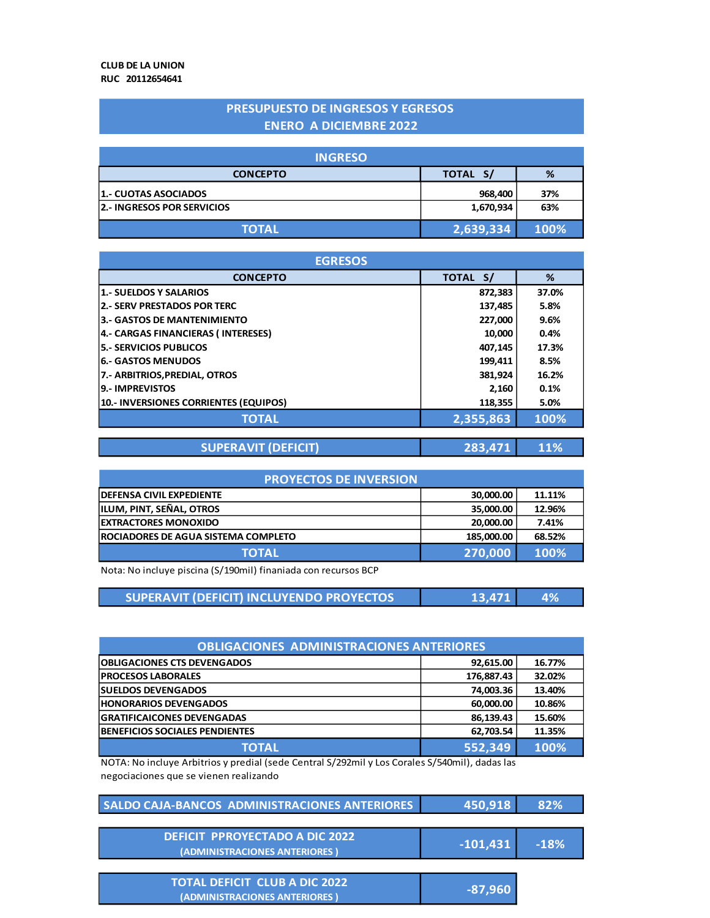**CLUB DE LA UNION**
**RUC 20112654641**

## PRESUPUESTO DE INGRESOS Y EGRESOS
## ENERO A DICIEMBRE 2022

### INGRESO

| CONCEPTO | TOTAL S/ | % |
|---|---|---|
| 1.- CUOTAS ASOCIADOS | 968,400 | 37% |
| 2.- INGRESOS POR SERVICIOS | 1,670,934 | 63% |
| **TOTAL** | **2,639,334** | **100%** |

### EGRESOS

| CONCEPTO | TOTAL S/ | % |
|---|---|---|
| 1.- SUELDOS Y SALARIOS | 872,383 | 37.0% |
| 2.- SERV PRESTADOS POR TERC | 137,485 | 5.8% |
| 3.- GASTOS DE MANTENIMIENTO | 227,000 | 9.6% |
| 4.- CARGAS FINANCIERAS ( INTERESES) | 10,000 | 0.4% |
| 5.- SERVICIOS PUBLICOS | 407,145 | 17.3% |
| 6.- GASTOS MENUDOS | 199,411 | 8.5% |
| 7.- ARBITRIOS,PREDIAL, OTROS | 381,924 | 16.2% |
| 9.- IMPREVISTOS | 2,160 | 0.1% |
| 10.- INVERSIONES CORRIENTES (EQUIPOS) | 118,355 | 5.0% |
| **TOTAL** | **2,355,863** | **100%** |

| SUPERAVIT (DEFICIT) | 283,471 | 11% |
|---|---|---|

### PROYECTOS DE INVERSION

| CONCEPTO | TOTAL S/ | % |
|---|---|---|
| DEFENSA CIVIL EXPEDIENTE | 30,000.00 | 11.11% |
| ILUM, PINT, SEÑAL, OTROS | 35,000.00 | 12.96% |
| EXTRACTORES MONOXIDO | 20,000.00 | 7.41% |
| ROCIADORES DE AGUA SISTEMA COMPLETO | 185,000.00 | 68.52% |
| **TOTAL** | **270,000** | **100%** |

Nota: No incluye piscina (S/190mil) finaniada con recursos BCP

| SUPERAVIT (DEFICIT) INCLUYENDO PROYECTOS | 13,471 | 4% |
|---|---|---|

### OBLIGACIONES ADMINISTRACIONES ANTERIORES

| CONCEPTO | TOTAL S/ | % |
|---|---|---|
| OBLIGACIONES CTS DEVENGADOS | 92,615.00 | 16.77% |
| PROCESOS LABORALES | 176,887.43 | 32.02% |
| SUELDOS DEVENGADOS | 74,003.36 | 13.40% |
| HONORARIOS DEVENGADOS | 60,000.00 | 10.86% |
| GRATIFICAICONES DEVENGADAS | 86,139.43 | 15.60% |
| BENEFICIOS SOCIALES PENDIENTES | 62,703.54 | 11.35% |
| **TOTAL** | **552,349** | **100%** |

NOTA: No incluye Arbitrios y predial (sede Central S/292mil y Los Corales S/540mil), dadas las negociaciones que se vienen realizando

| CONCEPTO | TOTAL S/ | % |
|---|---|---|
| SALDO CAJA-BANCOS ADMINISTRACIONES ANTERIORES | 450,918 | 82% |
| DEFICIT PPROYECTADO A DIC 2022 (ADMINISTRACIONES ANTERIORES ) | -101,431 | -18% |
| TOTAL DEFICIT CLUB A DIC 2022 (ADMINISTRACIONES ANTERIORES ) | -87,960 | |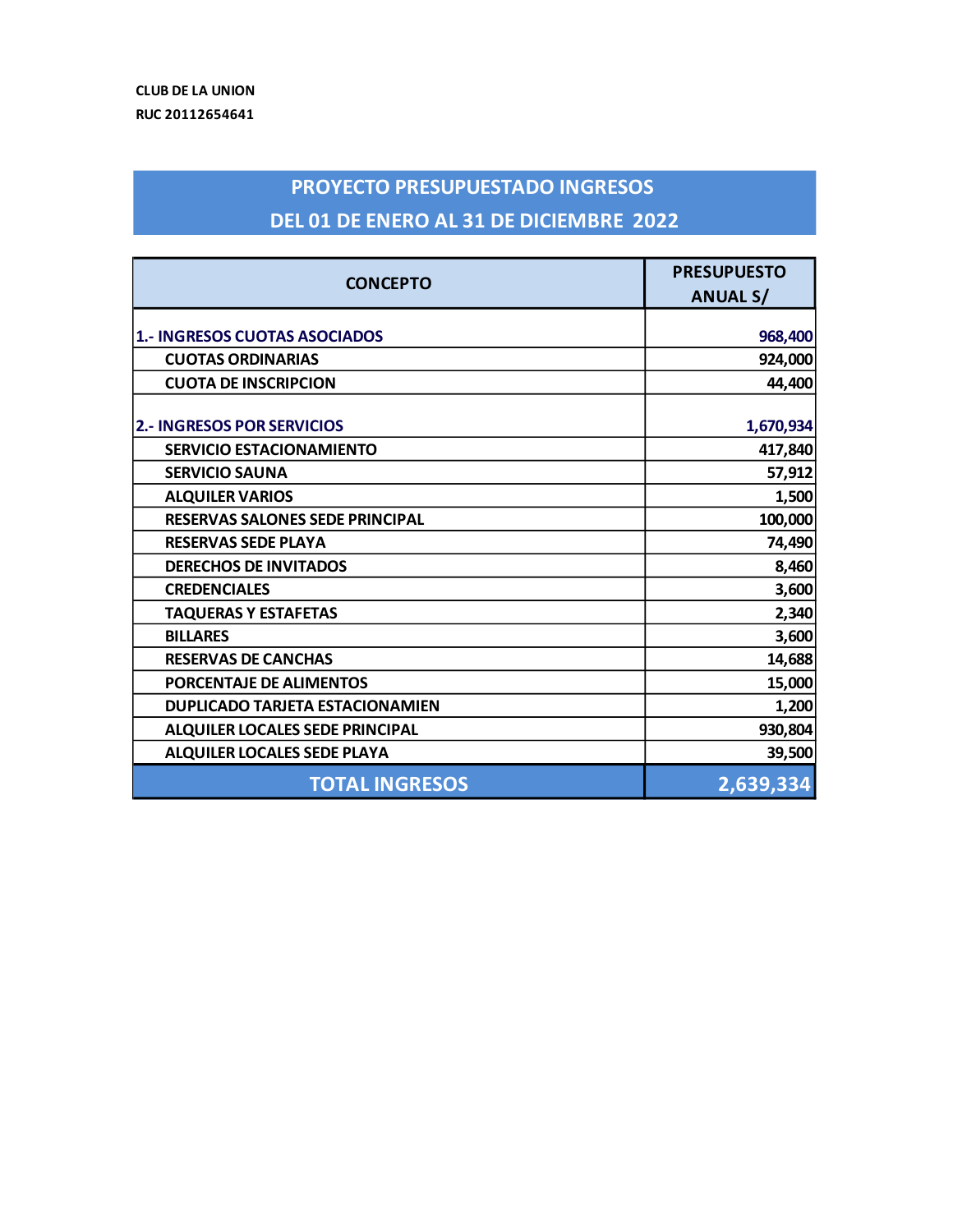CLUB DE LA UNION

RUC 20112654641

## PROYECTO PRESUPUESTADO INGRESOS
## DEL 01 DE ENERO AL 31 DE DICIEMBRE 2022

| CONCEPTO | PRESUPUESTO ANUAL S/ |
|---|---:|
| **1.- INGRESOS CUOTAS ASOCIADOS** | **968,400** |
| CUOTAS ORDINARIAS | 924,000 |
| CUOTA DE INSCRIPCION | 44,400 |
| **2.- INGRESOS POR SERVICIOS** | **1,670,934** |
| SERVICIO ESTACIONAMIENTO | 417,840 |
| SERVICIO SAUNA | 57,912 |
| ALQUILER VARIOS | 1,500 |
| RESERVAS SALONES SEDE PRINCIPAL | 100,000 |
| RESERVAS SEDE PLAYA | 74,490 |
| DERECHOS DE INVITADOS | 8,460 |
| CREDENCIALES | 3,600 |
| TAQUERAS Y ESTAFETAS | 2,340 |
| BILLARES | 3,600 |
| RESERVAS DE CANCHAS | 14,688 |
| PORCENTAJE DE ALIMENTOS | 15,000 |
| DUPLICADO TARJETA ESTACIONAMIEN | 1,200 |
| ALQUILER LOCALES SEDE PRINCIPAL | 930,804 |
| ALQUILER LOCALES SEDE PLAYA | 39,500 |
| **TOTAL INGRESOS** | **2,639,334** |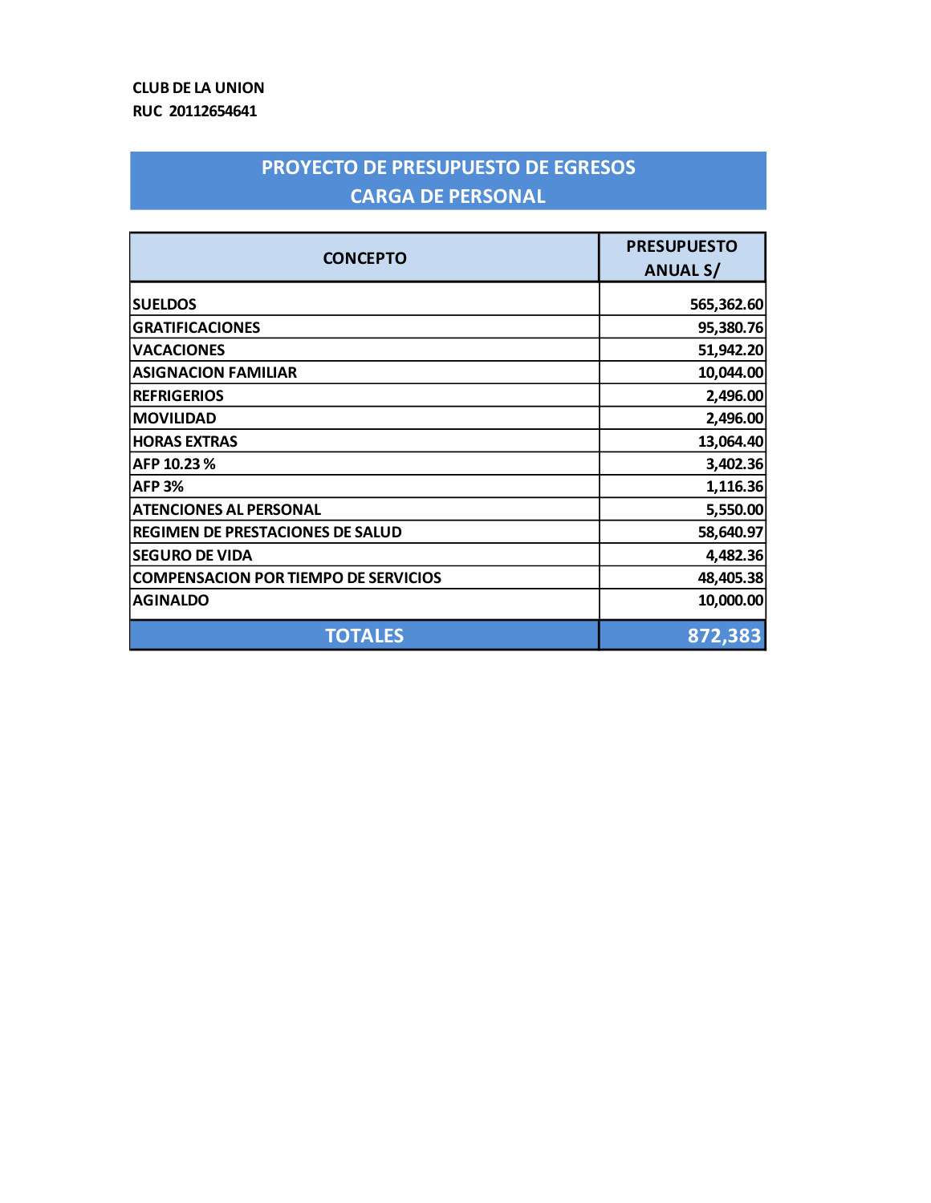CLUB DE LA UNION
RUC 20112654641

# PROYECTO DE PRESUPUESTO DE EGRESOS
## CARGA DE PERSONAL

| CONCEPTO | PRESUPUESTO ANUAL S/ |
|---|---:|
| SUELDOS | 565,362.60 |
| GRATIFICACIONES | 95,380.76 |
| VACACIONES | 51,942.20 |
| ASIGNACION FAMILIAR | 10,044.00 |
| REFRIGERIOS | 2,496.00 |
| MOVILIDAD | 2,496.00 |
| HORAS EXTRAS | 13,064.40 |
| AFP 10.23 % | 3,402.36 |
| AFP 3% | 1,116.36 |
| ATENCIONES AL PERSONAL | 5,550.00 |
| REGIMEN DE PRESTACIONES DE SALUD | 58,640.97 |
| SEGURO DE VIDA | 4,482.36 |
| COMPENSACION POR TIEMPO DE SERVICIOS | 48,405.38 |
| AGINALDO | 10,000.00 |
| **TOTALES** | **872,383** |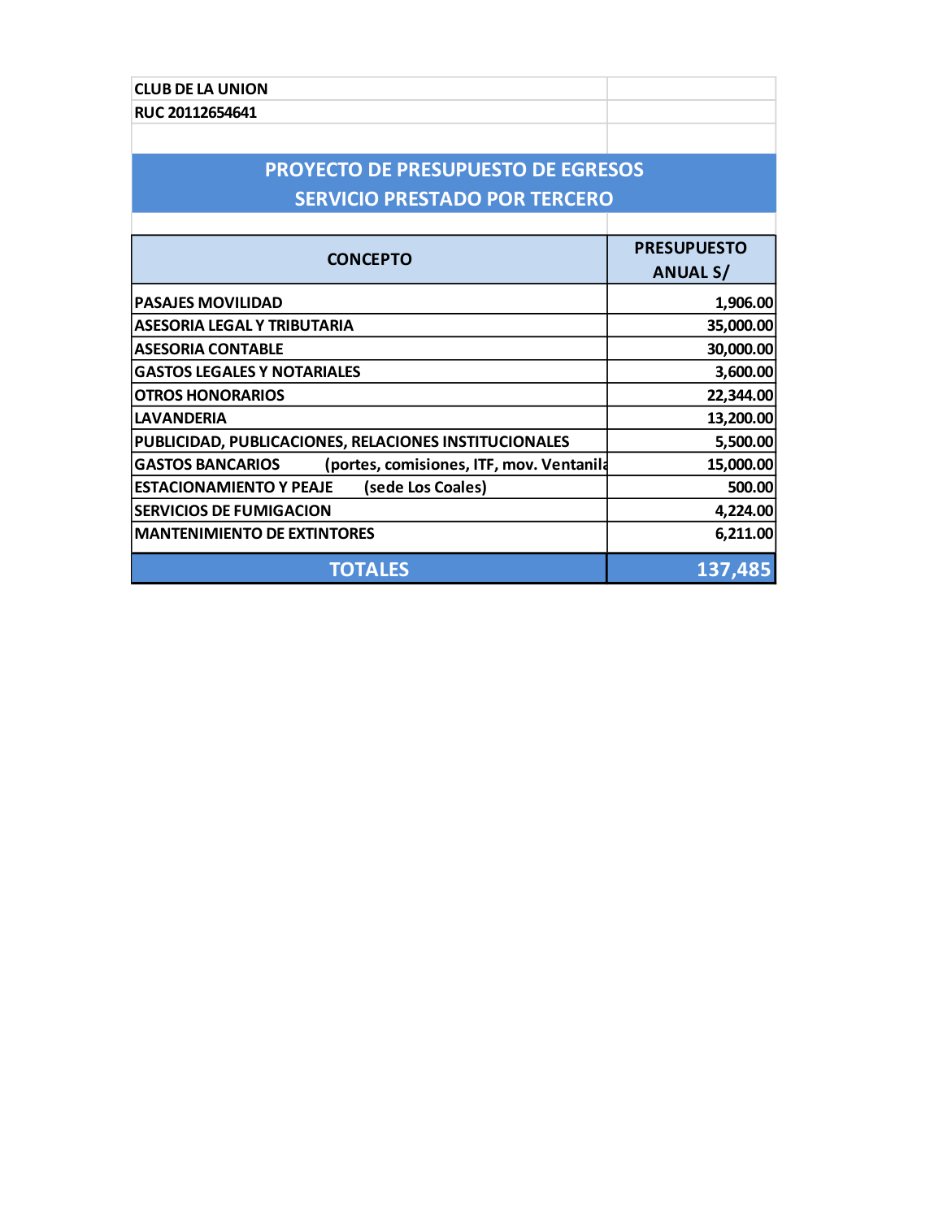CLUB DE LA UNION

RUC 20112654641

## PROYECTO DE PRESUPUESTO DE EGRESOS
## SERVICIO PRESTADO POR TERCERO

| CONCEPTO | PRESUPUESTO ANUAL S/ |
|---|---|
| PASAJES MOVILIDAD | 1,906.00 |
| ASESORIA LEGAL Y TRIBUTARIA | 35,000.00 |
| ASESORIA CONTABLE | 30,000.00 |
| GASTOS LEGALES Y NOTARIALES | 3,600.00 |
| OTROS HONORARIOS | 22,344.00 |
| LAVANDERIA | 13,200.00 |
| PUBLICIDAD, PUBLICACIONES, RELACIONES INSTITUCIONALES | 5,500.00 |
| GASTOS BANCARIOS (portes, comisiones, ITF, mov. Ventanila | 15,000.00 |
| ESTACIONAMIENTO Y PEAJE (sede Los Coales) | 500.00 |
| SERVICIOS DE FUMIGACION | 4,224.00 |
| MANTENIMIENTO DE EXTINTORES | 6,211.00 |
| **TOTALES** | **137,485** |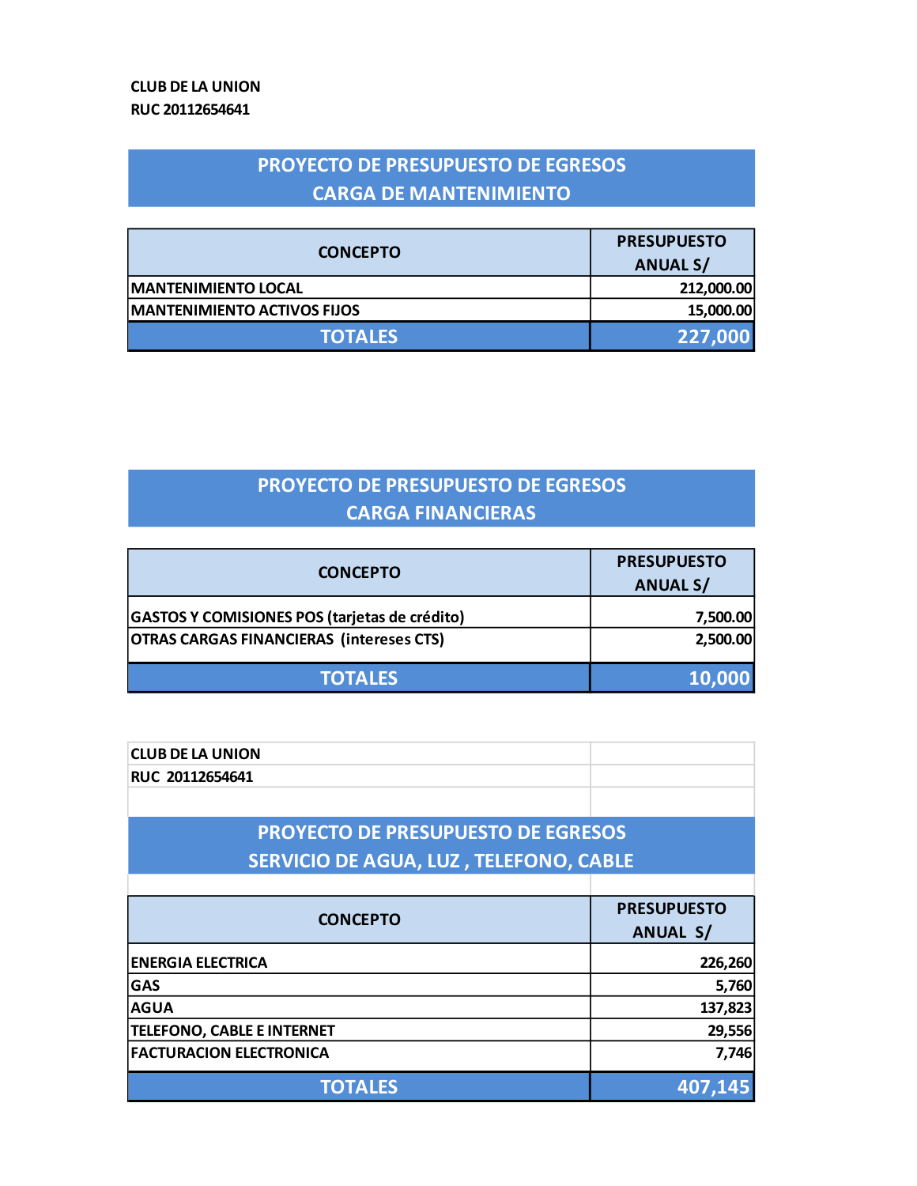**CLUB DE LA UNION**
**RUC 20112654641**

## PROYECTO DE PRESUPUESTO DE EGRESOS
## CARGA DE MANTENIMIENTO

| CONCEPTO | PRESUPUESTO ANUAL S/ |
|---|---:|
| MANTENIMIENTO LOCAL | 212,000.00 |
| MANTENIMIENTO ACTIVOS FIJOS | 15,000.00 |
| **TOTALES** | **227,000** |

## PROYECTO DE PRESUPUESTO DE EGRESOS
## CARGA FINANCIERAS

| CONCEPTO | PRESUPUESTO ANUAL S/ |
|---|---:|
| GASTOS Y COMISIONES POS (tarjetas de crédito) | 7,500.00 |
| OTRAS CARGAS FINANCIERAS (intereses CTS) | 2,500.00 |
| **TOTALES** | **10,000** |

**CLUB DE LA UNION**
**RUC 20112654641**

## PROYECTO DE PRESUPUESTO DE EGRESOS
## SERVICIO DE AGUA, LUZ , TELEFONO, CABLE

| CONCEPTO | PRESUPUESTO ANUAL S/ |
|---|---:|
| ENERGIA ELECTRICA | 226,260 |
| GAS | 5,760 |
| AGUA | 137,823 |
| TELEFONO, CABLE E INTERNET | 29,556 |
| FACTURACION ELECTRONICA | 7,746 |
| **TOTALES** | **407,145** |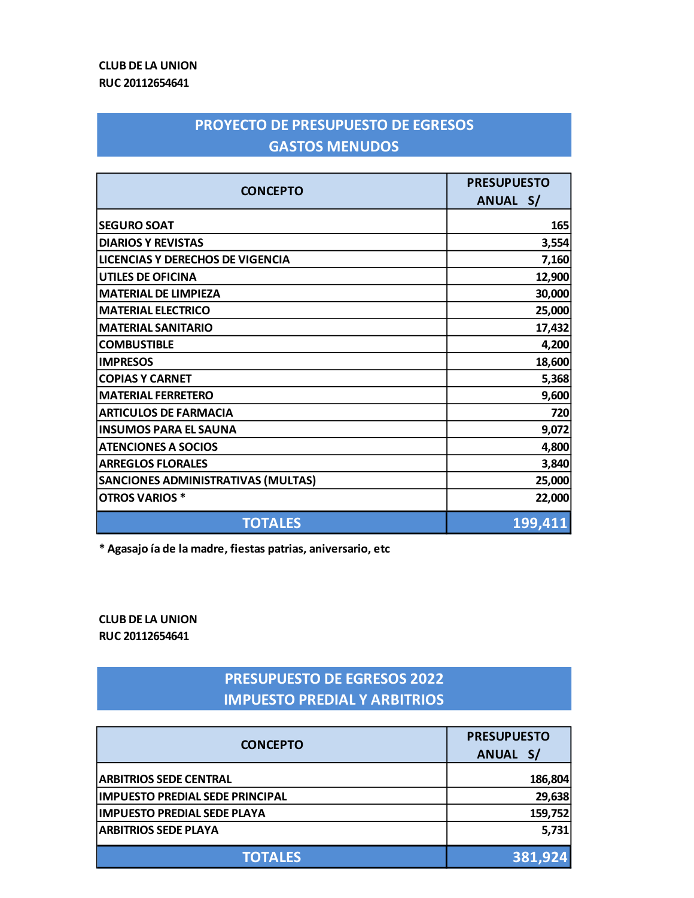CLUB DE LA UNION
RUC 20112654641

## PROYECTO DE PRESUPUESTO DE EGRESOS
## GASTOS MENUDOS

| CONCEPTO | PRESUPUESTO ANUAL S/ |
|---|---:|
| SEGURO SOAT | 165 |
| DIARIOS Y REVISTAS | 3,554 |
| LICENCIAS Y DERECHOS DE VIGENCIA | 7,160 |
| UTILES DE OFICINA | 12,900 |
| MATERIAL DE LIMPIEZA | 30,000 |
| MATERIAL ELECTRICO | 25,000 |
| MATERIAL SANITARIO | 17,432 |
| COMBUSTIBLE | 4,200 |
| IMPRESOS | 18,600 |
| COPIAS Y CARNET | 5,368 |
| MATERIAL FERRETERO | 9,600 |
| ARTICULOS DE FARMACIA | 720 |
| INSUMOS PARA EL SAUNA | 9,072 |
| ATENCIONES A SOCIOS | 4,800 |
| ARREGLOS FLORALES | 3,840 |
| SANCIONES ADMINISTRATIVAS (MULTAS) | 25,000 |
| OTROS VARIOS * | 22,000 |
| **TOTALES** | **199,411** |

\* Agasajo ía de la madre, fiestas patrias, aniversario, etc

CLUB DE LA UNION
RUC 20112654641

## PRESUPUESTO DE EGRESOS 2022
## IMPUESTO PREDIAL Y ARBITRIOS

| CONCEPTO | PRESUPUESTO ANUAL S/ |
|---|---:|
| ARBITRIOS SEDE CENTRAL | 186,804 |
| IMPUESTO PREDIAL SEDE PRINCIPAL | 29,638 |
| IMPUESTO PREDIAL SEDE PLAYA | 159,752 |
| ARBITRIOS SEDE PLAYA | 5,731 |
| **TOTALES** | **381,924** |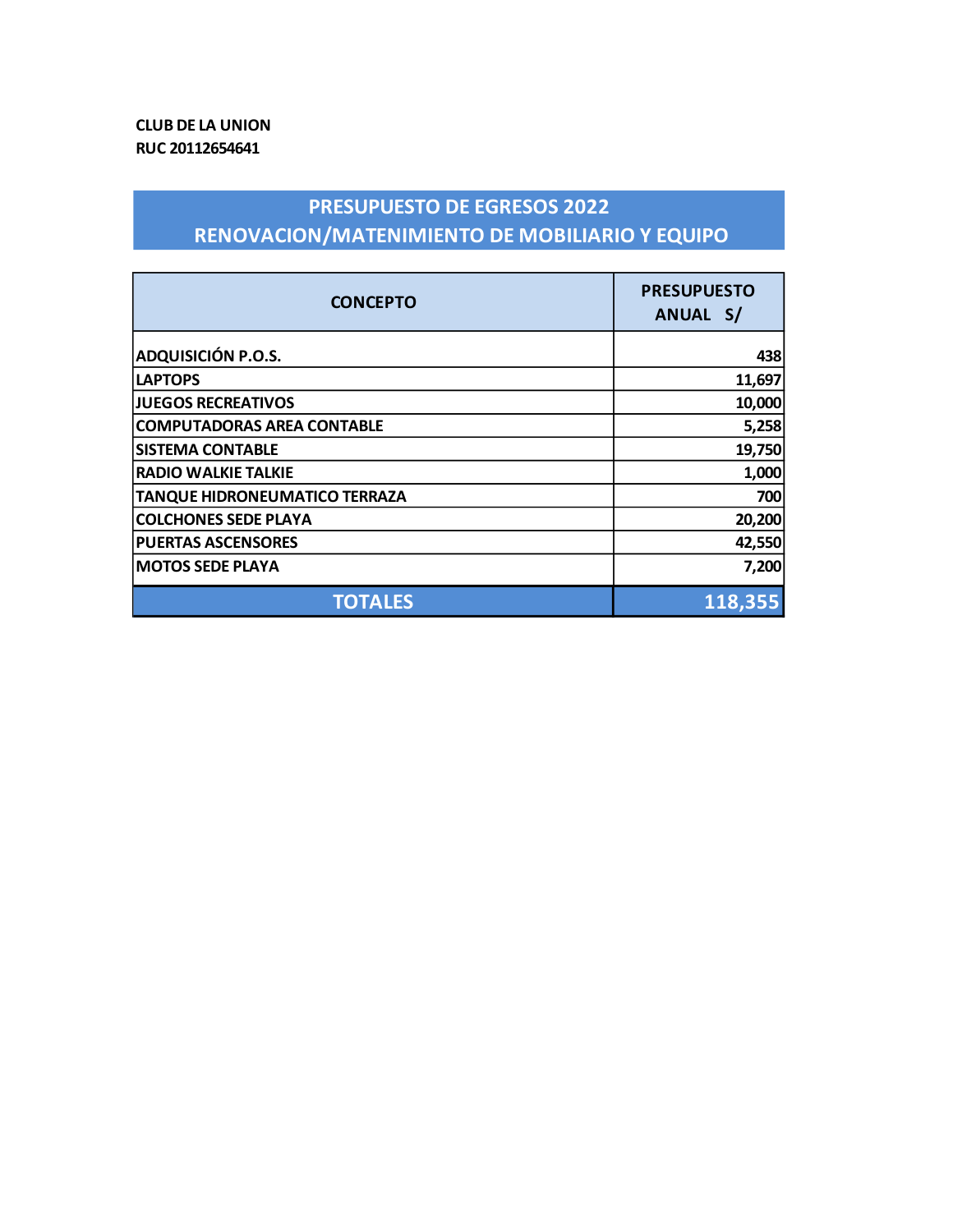**CLUB DE LA UNION**
**RUC 20112654641**

## PRESUPUESTO DE EGRESOS 2022
## RENOVACION/MATENIMIENTO DE MOBILIARIO Y EQUIPO

| CONCEPTO | PRESUPUESTO ANUAL S/ |
| --- | --- |
| ADQUISICIÓN P.O.S. | 438 |
| LAPTOPS | 11,697 |
| JUEGOS RECREATIVOS | 10,000 |
| COMPUTADORAS AREA CONTABLE | 5,258 |
| SISTEMA CONTABLE | 19,750 |
| RADIO WALKIE TALKIE | 1,000 |
| TANQUE HIDRONEUMATICO TERRAZA | 700 |
| COLCHONES SEDE PLAYA | 20,200 |
| PUERTAS ASCENSORES | 42,550 |
| MOTOS SEDE PLAYA | 7,200 |
| **TOTALES** | **118,355** |